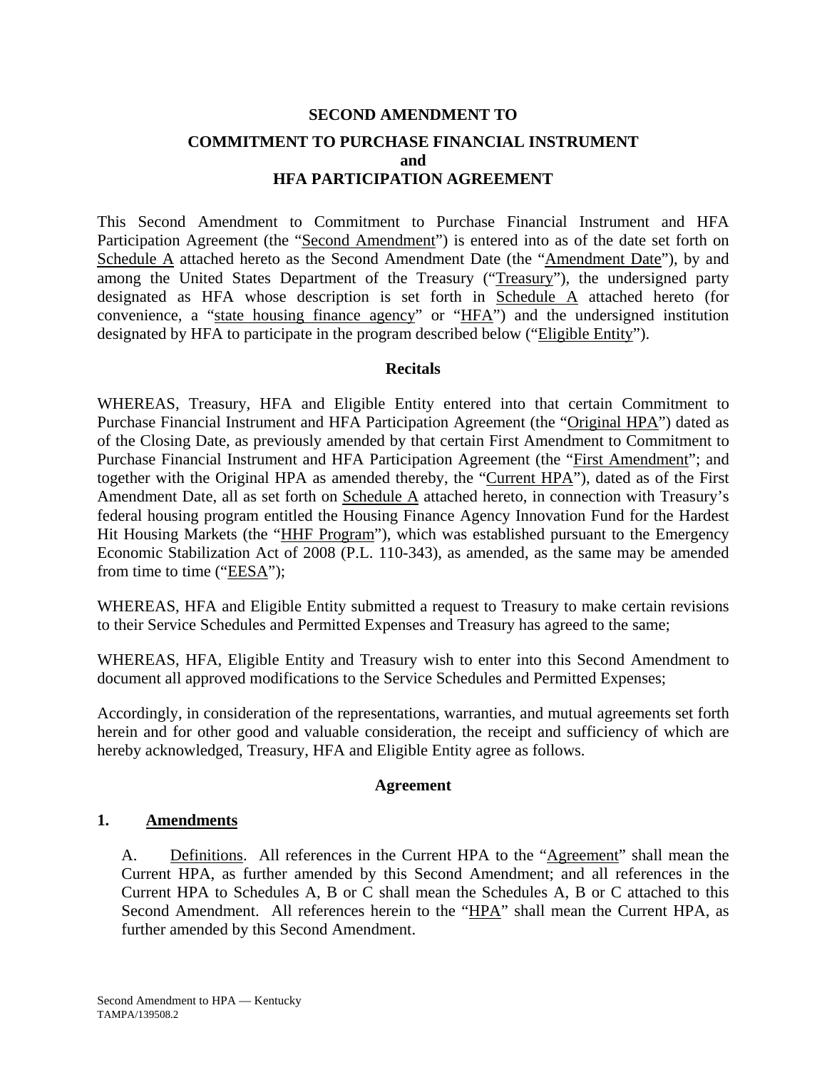# SECOND AMENDMENT TO

## COMMITMENT TO PURCHASE FINANCIAL INSTRUMENT
## and
## HFA PARTICIPATION AGREEMENT

This Second Amendment to Commitment to Purchase Financial Instrument and HFA Participation Agreement (the "Second Amendment") is entered into as of the date set forth on Schedule A attached hereto as the Second Amendment Date (the "Amendment Date"), by and among the United States Department of the Treasury ("Treasury"), the undersigned party designated as HFA whose description is set forth in Schedule A attached hereto (for convenience, a "state housing finance agency" or "HFA") and the undersigned institution designated by HFA to participate in the program described below ("Eligible Entity").

### Recitals

WHEREAS, Treasury, HFA and Eligible Entity entered into that certain Commitment to Purchase Financial Instrument and HFA Participation Agreement (the "Original HPA") dated as of the Closing Date, as previously amended by that certain First Amendment to Commitment to Purchase Financial Instrument and HFA Participation Agreement (the "First Amendment"; and together with the Original HPA as amended thereby, the "Current HPA"), dated as of the First Amendment Date, all as set forth on Schedule A attached hereto, in connection with Treasury's federal housing program entitled the Housing Finance Agency Innovation Fund for the Hardest Hit Housing Markets (the "HHF Program"), which was established pursuant to the Emergency Economic Stabilization Act of 2008 (P.L. 110-343), as amended, as the same may be amended from time to time ("EESA");

WHEREAS, HFA and Eligible Entity submitted a request to Treasury to make certain revisions to their Service Schedules and Permitted Expenses and Treasury has agreed to the same;

WHEREAS, HFA, Eligible Entity and Treasury wish to enter into this Second Amendment to document all approved modifications to the Service Schedules and Permitted Expenses;

Accordingly, in consideration of the representations, warranties, and mutual agreements set forth herein and for other good and valuable consideration, the receipt and sufficiency of which are hereby acknowledged, Treasury, HFA and Eligible Entity agree as follows.

### Agreement

**1. Amendments**

A. Definitions. All references in the Current HPA to the "Agreement" shall mean the Current HPA, as further amended by this Second Amendment; and all references in the Current HPA to Schedules A, B or C shall mean the Schedules A, B or C attached to this Second Amendment. All references herein to the "HPA" shall mean the Current HPA, as further amended by this Second Amendment.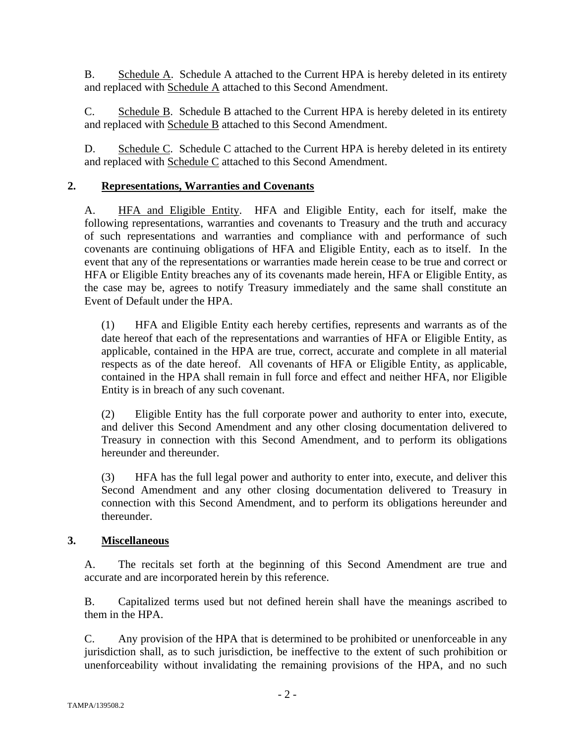B. Schedule A. Schedule A attached to the Current HPA is hereby deleted in its entirety and replaced with Schedule A attached to this Second Amendment.

C. Schedule B. Schedule B attached to the Current HPA is hereby deleted in its entirety and replaced with Schedule B attached to this Second Amendment.

D. Schedule C. Schedule C attached to the Current HPA is hereby deleted in its entirety and replaced with Schedule C attached to this Second Amendment.

## 2. Representations, Warranties and Covenants

A. HFA and Eligible Entity. HFA and Eligible Entity, each for itself, make the following representations, warranties and covenants to Treasury and the truth and accuracy of such representations and warranties and compliance with and performance of such covenants are continuing obligations of HFA and Eligible Entity, each as to itself. In the event that any of the representations or warranties made herein cease to be true and correct or HFA or Eligible Entity breaches any of its covenants made herein, HFA or Eligible Entity, as the case may be, agrees to notify Treasury immediately and the same shall constitute an Event of Default under the HPA.

(1) HFA and Eligible Entity each hereby certifies, represents and warrants as of the date hereof that each of the representations and warranties of HFA or Eligible Entity, as applicable, contained in the HPA are true, correct, accurate and complete in all material respects as of the date hereof. All covenants of HFA or Eligible Entity, as applicable, contained in the HPA shall remain in full force and effect and neither HFA, nor Eligible Entity is in breach of any such covenant.

(2) Eligible Entity has the full corporate power and authority to enter into, execute, and deliver this Second Amendment and any other closing documentation delivered to Treasury in connection with this Second Amendment, and to perform its obligations hereunder and thereunder.

(3) HFA has the full legal power and authority to enter into, execute, and deliver this Second Amendment and any other closing documentation delivered to Treasury in connection with this Second Amendment, and to perform its obligations hereunder and thereunder.

## 3. Miscellaneous

A. The recitals set forth at the beginning of this Second Amendment are true and accurate and are incorporated herein by this reference.

B. Capitalized terms used but not defined herein shall have the meanings ascribed to them in the HPA.

C. Any provision of the HPA that is determined to be prohibited or unenforceable in any jurisdiction shall, as to such jurisdiction, be ineffective to the extent of such prohibition or unenforceability without invalidating the remaining provisions of the HPA, and no such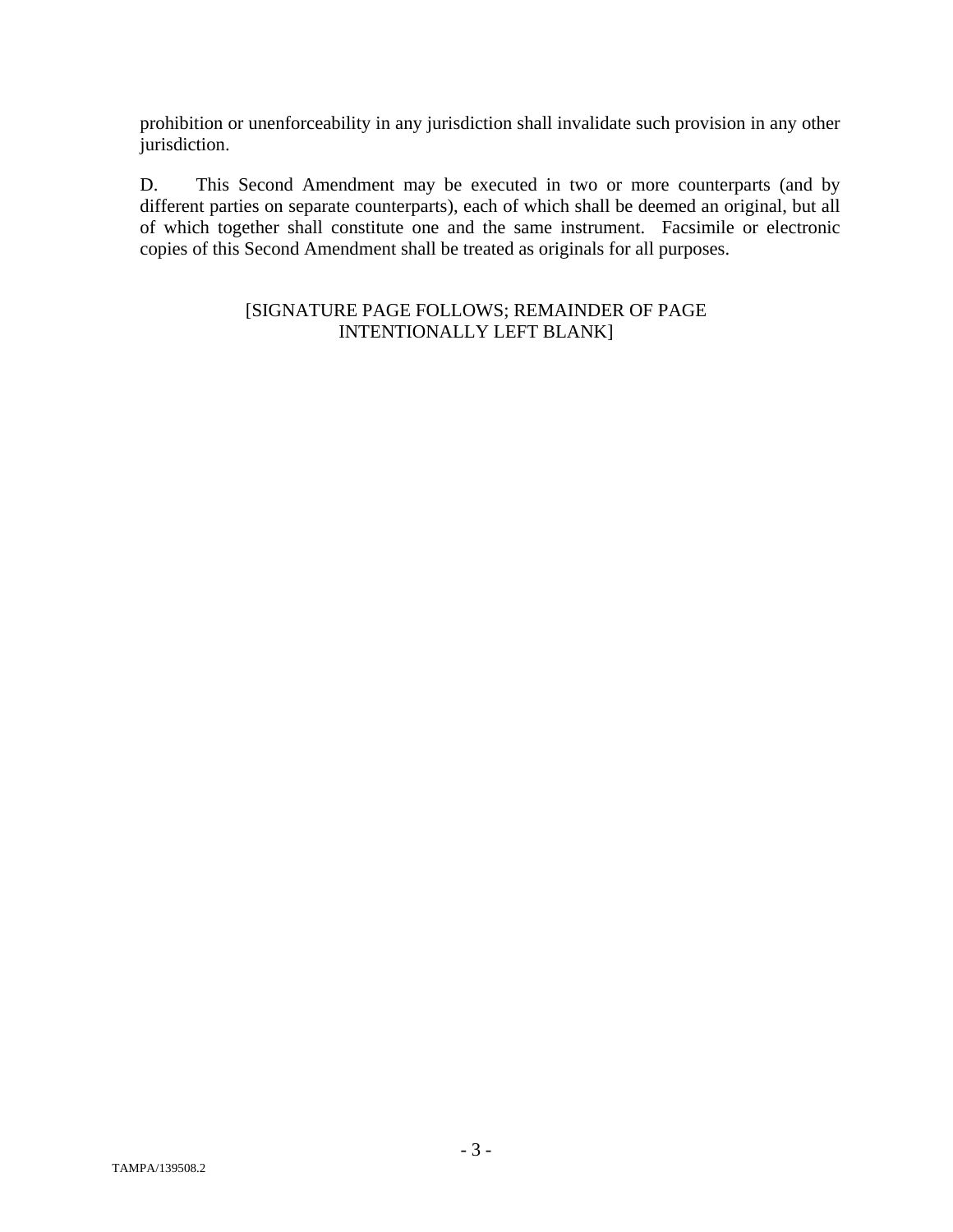prohibition or unenforceability in any jurisdiction shall invalidate such provision in any other jurisdiction.

D. This Second Amendment may be executed in two or more counterparts (and by different parties on separate counterparts), each of which shall be deemed an original, but all of which together shall constitute one and the same instrument. Facsimile or electronic copies of this Second Amendment shall be treated as originals for all purposes.

[SIGNATURE PAGE FOLLOWS; REMAINDER OF PAGE INTENTIONALLY LEFT BLANK]

TAMPA/139508.2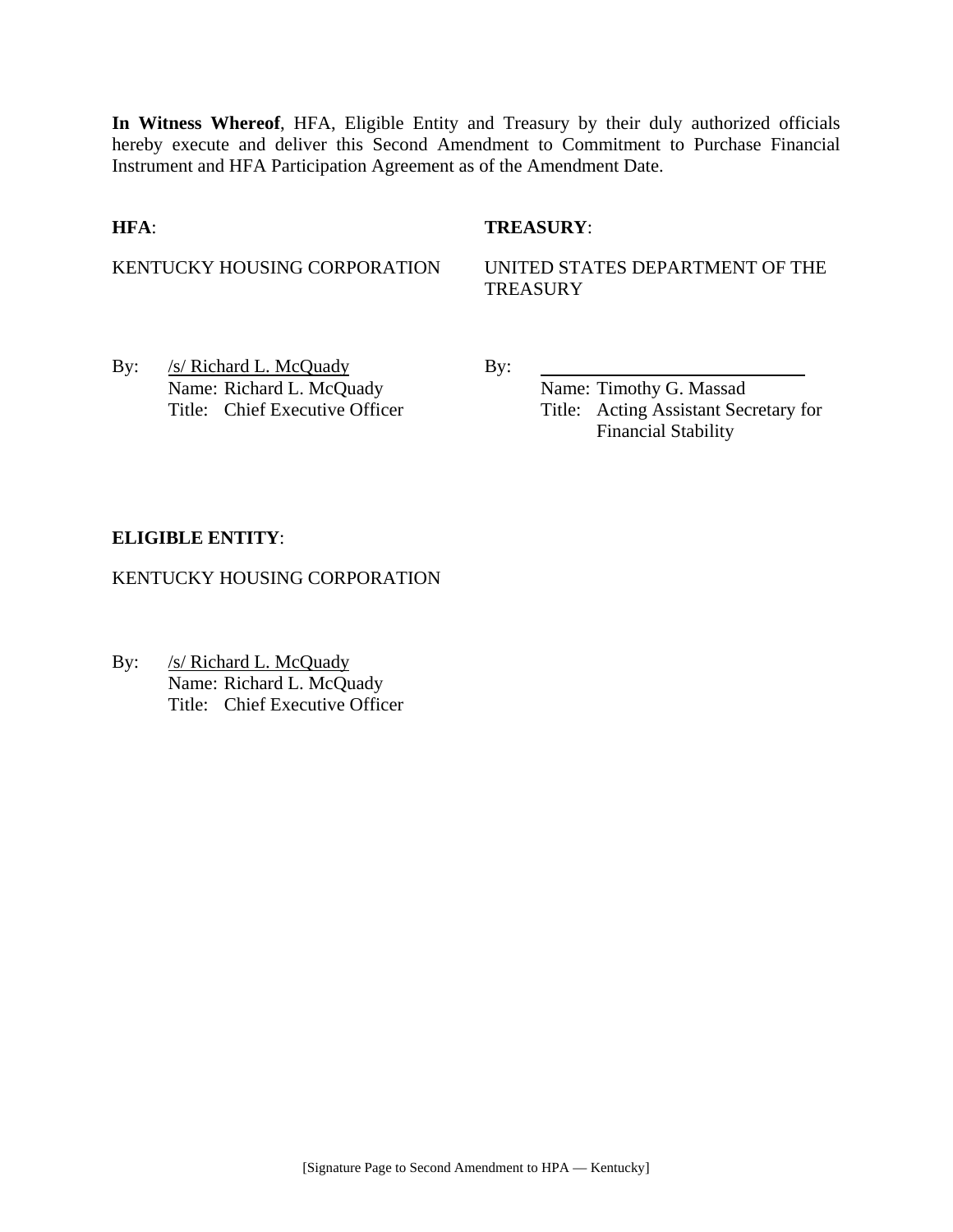**In Witness Whereof**, HFA, Eligible Entity and Treasury by their duly authorized officials hereby execute and deliver this Second Amendment to Commitment to Purchase Financial Instrument and HFA Participation Agreement as of the Amendment Date.

**HFA**:

KENTUCKY HOUSING CORPORATION

By: /s/ Richard L. McQuady
Name: Richard L. McQuady
Title: Chief Executive Officer

**TREASURY**:

UNITED STATES DEPARTMENT OF THE TREASURY

By: ______________________________
Name: Timothy G. Massad
Title: Acting Assistant Secretary for Financial Stability

**ELIGIBLE ENTITY**:

KENTUCKY HOUSING CORPORATION

By: /s/ Richard L. McQuady
Name: Richard L. McQuady
Title: Chief Executive Officer

[Signature Page to Second Amendment to HPA — Kentucky]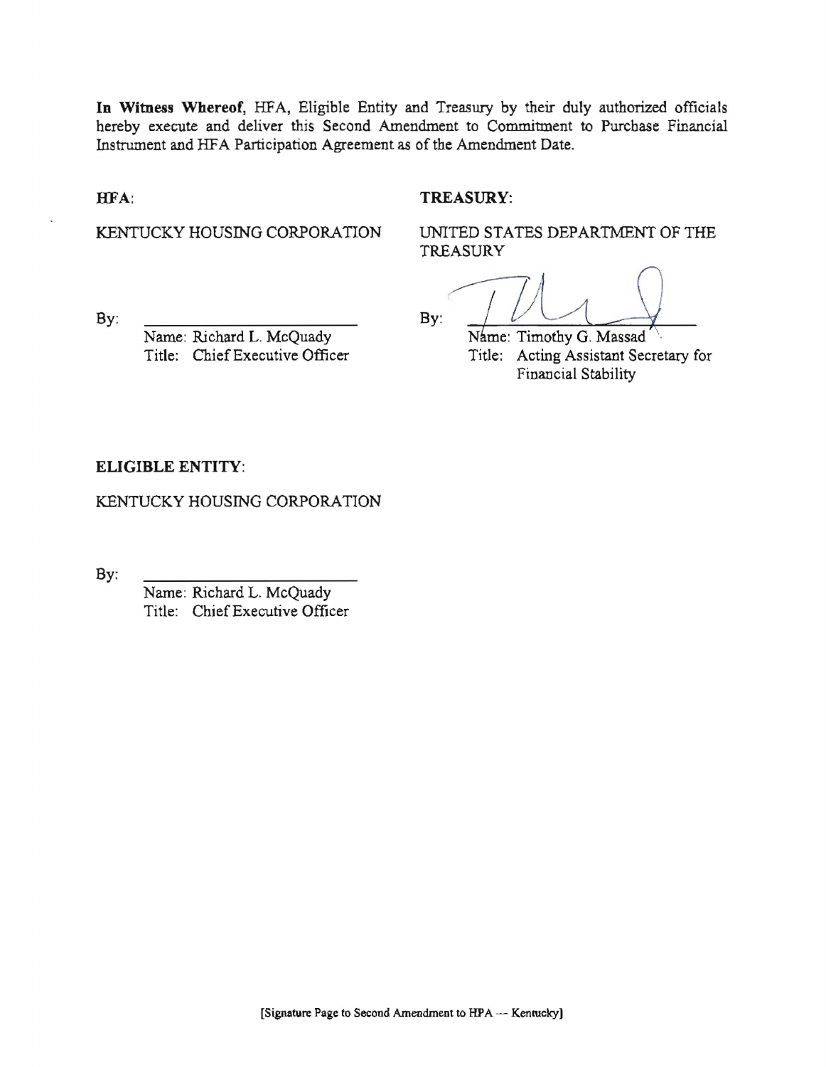**In Witness Whereof**, HFA, Eligible Entity and Treasury by their duly authorized officials hereby execute and deliver this Second Amendment to Commitment to Purchase Financial Instrument and HFA Participation Agreement as of the Amendment Date.

**HFA**:

KENTUCKY HOUSING CORPORATION

By: ______________________

Name: Richard L. McQuady
Title: Chief Executive Officer

**TREASURY**:

UNITED STATES DEPARTMENT OF THE TREASURY

By: ______________________

Name: Timothy G. Massad
Title: Acting Assistant Secretary for Financial Stability

**ELIGIBLE ENTITY**:

KENTUCKY HOUSING CORPORATION

By: ______________________

Name: Richard L. McQuady
Title: Chief Executive Officer

[Signature Page to Second Amendment to HPA — Kentucky]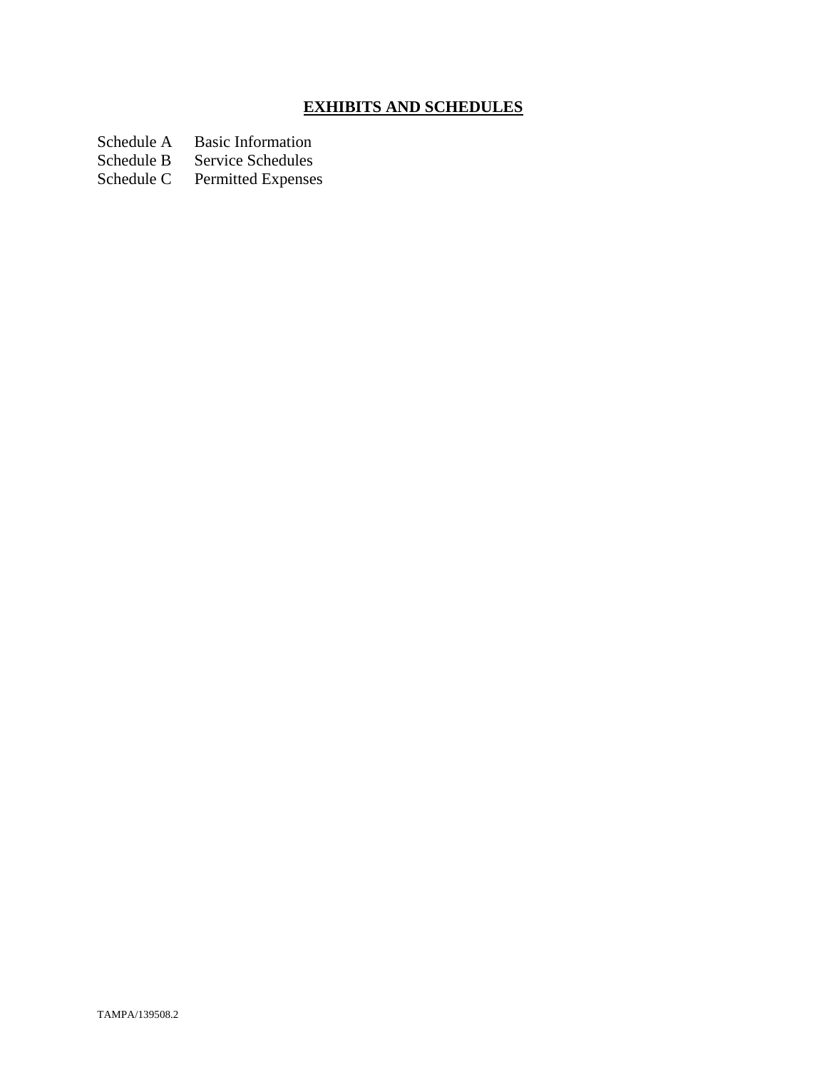# <u>**EXHIBITS AND SCHEDULES**</u>

Schedule A Basic Information
Schedule B Service Schedules
Schedule C Permitted Expenses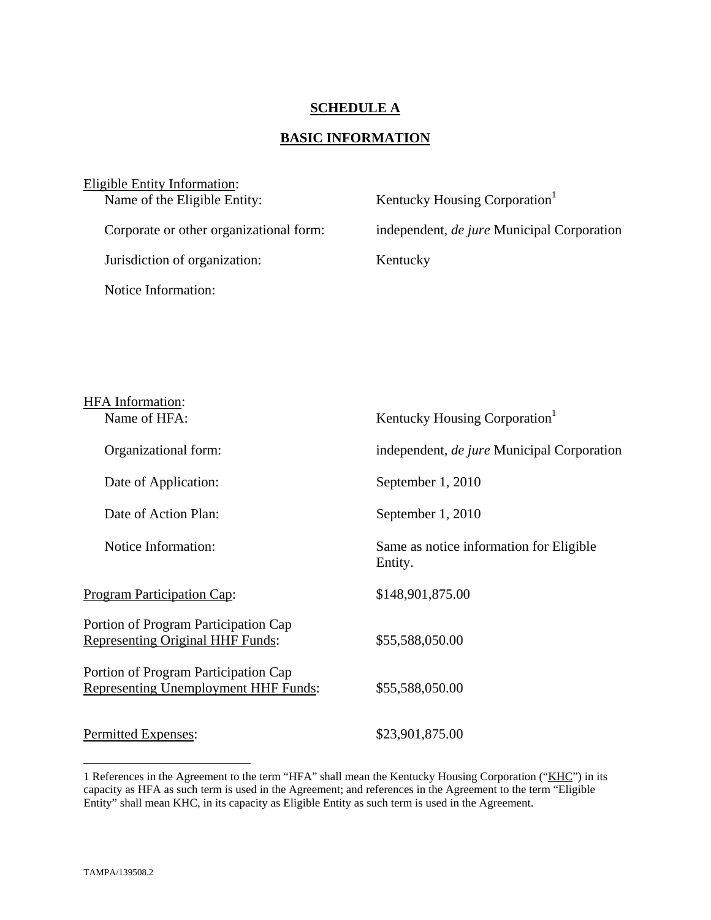# SCHEDULE A

## BASIC INFORMATION

Eligible Entity Information:

| | |
|---|---|
| Name of the Eligible Entity: | Kentucky Housing Corporation[1] |
| Corporate or other organizational form: | independent, *de jure* Municipal Corporation |
| Jurisdiction of organization: | Kentucky |
| Notice Information: | |

HFA Information:

| | |
|---|---|
| Name of HFA: | Kentucky Housing Corporation[1] |
| Organizational form: | independent, *de jure* Municipal Corporation |
| Date of Application: | September 1, 2010 |
| Date of Action Plan: | September 1, 2010 |
| Notice Information: | Same as notice information for Eligible Entity. |

| | |
|---|---|
| Program Participation Cap: | $148,901,875.00 |
| Portion of Program Participation Cap Representing Original HHF Funds: | $55,588,050.00 |
| Portion of Program Participation Cap Representing Unemployment HHF Funds: | $55,588,050.00 |
| Permitted Expenses: | $23,901,875.00 |

---

1 References in the Agreement to the term "HFA" shall mean the Kentucky Housing Corporation ("KHC") in its capacity as HFA as such term is used in the Agreement; and references in the Agreement to the term "Eligible Entity" shall mean KHC, in its capacity as Eligible Entity as such term is used in the Agreement.

TAMPA/139508.2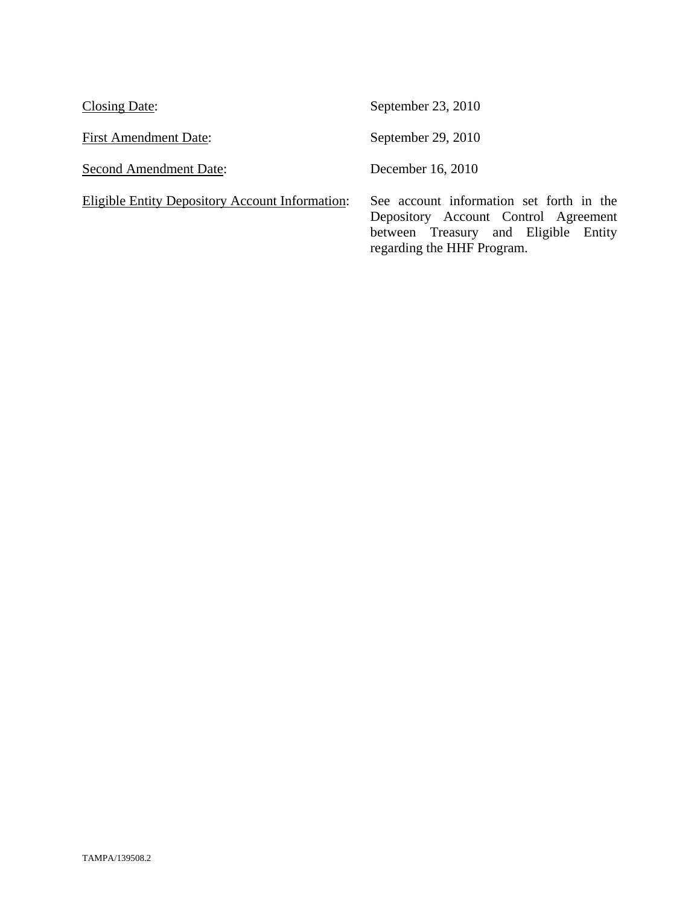| | |
|---|---|
| <u>Closing Date</u>: | September 23, 2010 |
| <u>First Amendment Date</u>: | September 29, 2010 |
| <u>Second Amendment Date</u>: | December 16, 2010 |
| <u>Eligible Entity Depository Account Information</u>: | See account information set forth in the Depository Account Control Agreement between Treasury and Eligible Entity regarding the HHF Program. |

TAMPA/139508.2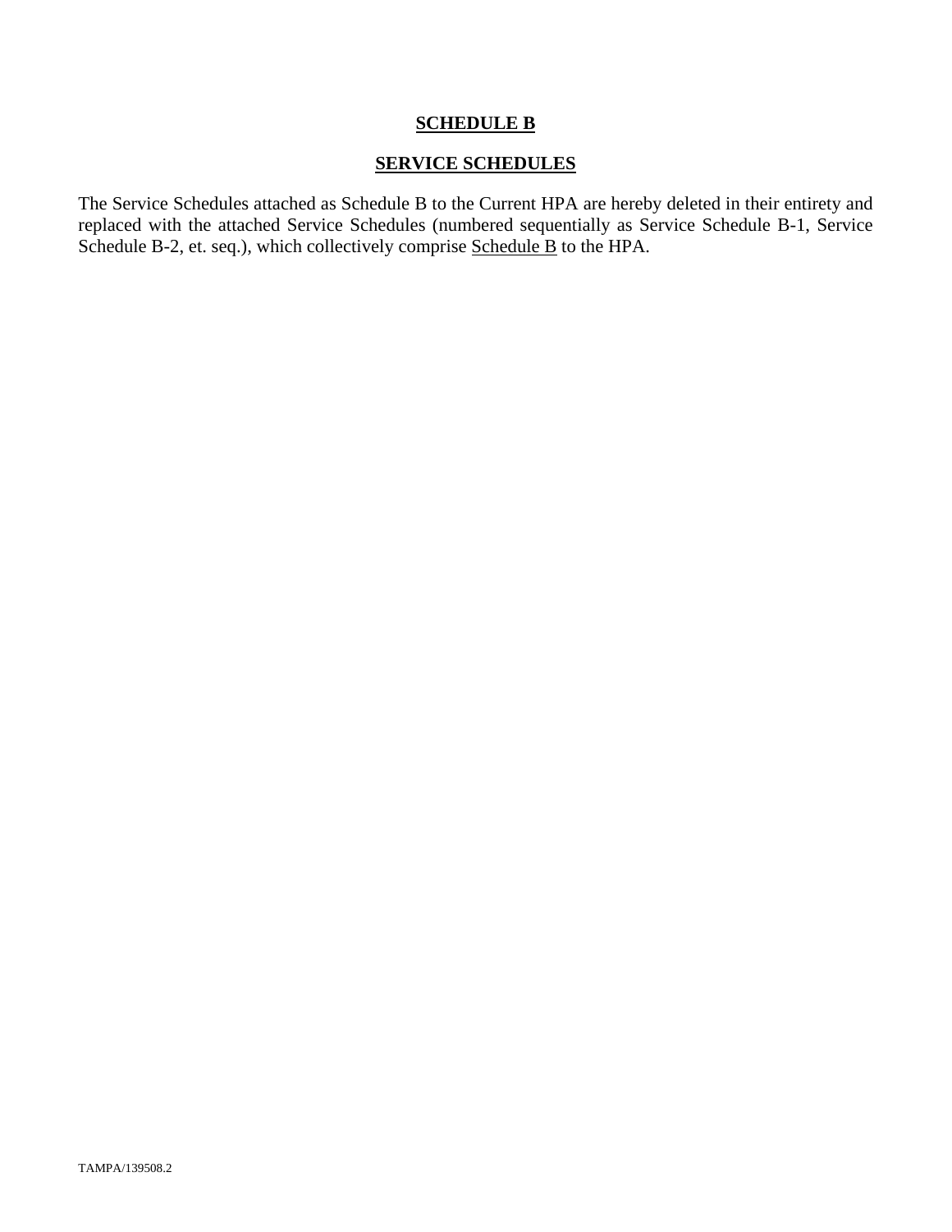# SCHEDULE B

## SERVICE SCHEDULES

The Service Schedules attached as Schedule B to the Current HPA are hereby deleted in their entirety and replaced with the attached Service Schedules (numbered sequentially as Service Schedule B-1, Service Schedule B-2, et. seq.), which collectively comprise Schedule B to the HPA.

TAMPA/139508.2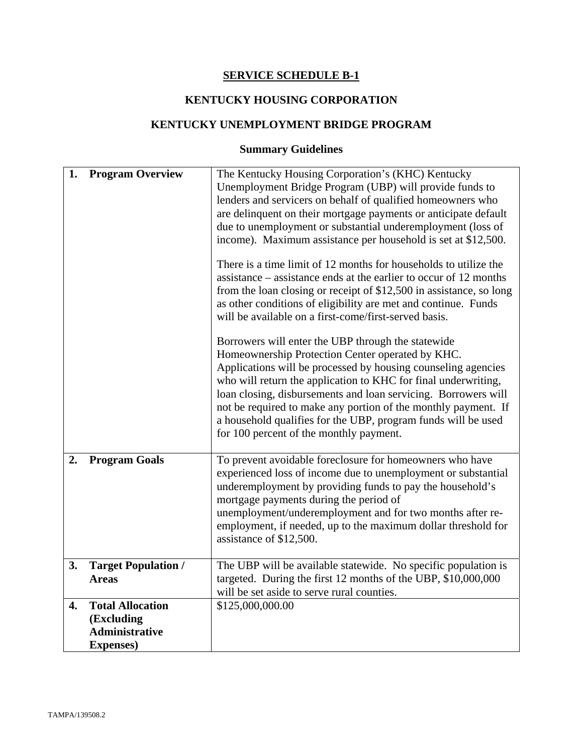# SERVICE SCHEDULE B-1

## KENTUCKY HOUSING CORPORATION

## KENTUCKY UNEMPLOYMENT BRIDGE PROGRAM

### Summary Guidelines

| | |
|---|---|
| **1. Program Overview** | The Kentucky Housing Corporation's (KHC) Kentucky Unemployment Bridge Program (UBP) will provide funds to lenders and servicers on behalf of qualified homeowners who are delinquent on their mortgage payments or anticipate default due to unemployment or substantial underemployment (loss of income). Maximum assistance per household is set at \$12,500.<br><br>There is a time limit of 12 months for households to utilize the assistance – assistance ends at the earlier to occur of 12 months from the loan closing or receipt of \$12,500 in assistance, so long as other conditions of eligibility are met and continue. Funds will be available on a first-come/first-served basis.<br><br>Borrowers will enter the UBP through the statewide Homeownership Protection Center operated by KHC. Applications will be processed by housing counseling agencies who will return the application to KHC for final underwriting, loan closing, disbursements and loan servicing. Borrowers will not be required to make any portion of the monthly payment. If a household qualifies for the UBP, program funds will be used for 100 percent of the monthly payment. |
| **2. Program Goals** | To prevent avoidable foreclosure for homeowners who have experienced loss of income due to unemployment or substantial underemployment by providing funds to pay the household's mortgage payments during the period of unemployment/underemployment and for two months after re-employment, if needed, up to the maximum dollar threshold for assistance of \$12,500. |
| **3. Target Population / Areas** | The UBP will be available statewide. No specific population is targeted. During the first 12 months of the UBP, \$10,000,000 will be set aside to serve rural counties. |
| **4. Total Allocation (Excluding Administrative Expenses)** | \$125,000,000.00 |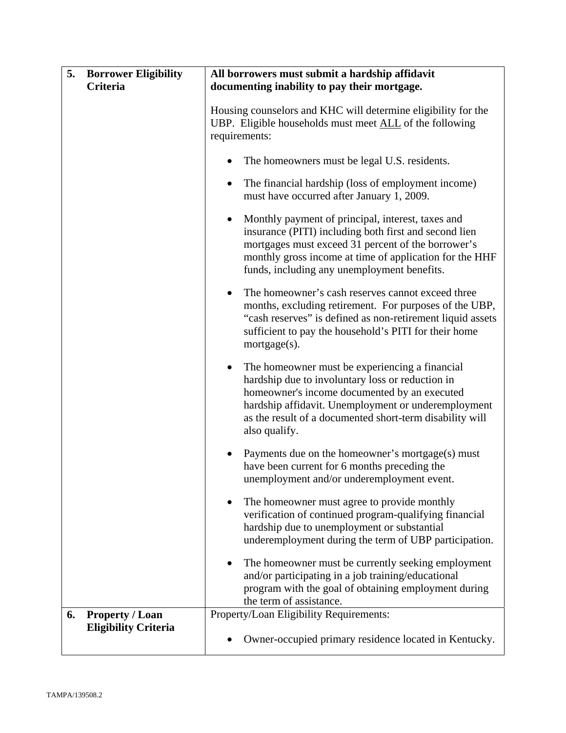| 5. **Borrower Eligibility Criteria** | **All borrowers must submit a hardship affidavit documenting inability to pay their mortgage.**<br><br>Housing counselors and KHC will determine eligibility for the UBP. Eligible households must meet ALL of the following requirements:<br><br>• The homeowners must be legal U.S. residents.<br><br>• The financial hardship (loss of employment income) must have occurred after January 1, 2009.<br><br>• Monthly payment of principal, interest, taxes and insurance (PITI) including both first and second lien mortgages must exceed 31 percent of the borrower's monthly gross income at time of application for the HHF funds, including any unemployment benefits.<br><br>• The homeowner's cash reserves cannot exceed three months, excluding retirement. For purposes of the UBP, "cash reserves" is defined as non-retirement liquid assets sufficient to pay the household's PITI for their home mortgage(s).<br><br>• The homeowner must be experiencing a financial hardship due to involuntary loss or reduction in homeowner's income documented by an executed hardship affidavit. Unemployment or underemployment as the result of a documented short-term disability will also qualify.<br><br>• Payments due on the homeowner's mortgage(s) must have been current for 6 months preceding the unemployment and/or underemployment event.<br><br>• The homeowner must agree to provide monthly verification of continued program-qualifying financial hardship due to unemployment or substantial underemployment during the term of UBP participation.<br><br>• The homeowner must be currently seeking employment and/or participating in a job training/educational program with the goal of obtaining employment during the term of assistance. |
|---|---|
| 6. **Property / Loan Eligibility Criteria** | Property/Loan Eligibility Requirements:<br><br>• Owner-occupied primary residence located in Kentucky. |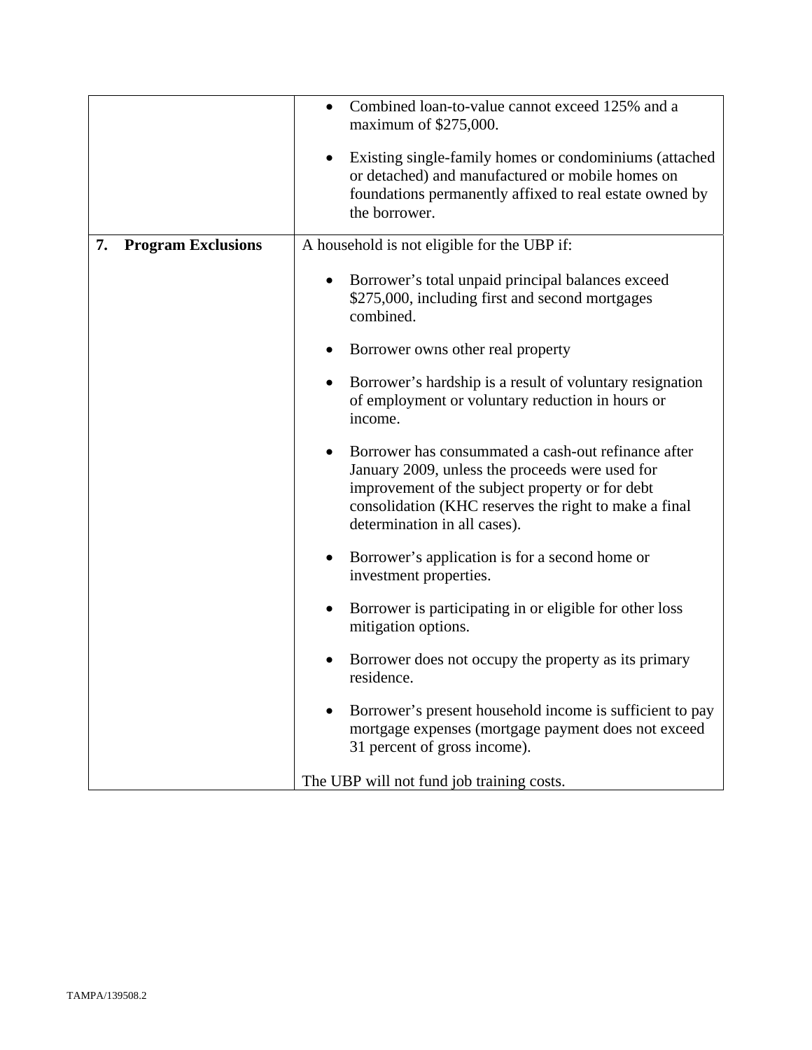| | |
|---|---|
| | • Combined loan-to-value cannot exceed 125% and a maximum of $275,000.<br><br>• Existing single-family homes or condominiums (attached or detached) and manufactured or mobile homes on foundations permanently affixed to real estate owned by the borrower. |
| **7. Program Exclusions** | A household is not eligible for the UBP if:<br><br>• Borrower's total unpaid principal balances exceed $275,000, including first and second mortgages combined.<br><br>• Borrower owns other real property<br><br>• Borrower's hardship is a result of voluntary resignation of employment or voluntary reduction in hours or income.<br><br>• Borrower has consummated a cash-out refinance after January 2009, unless the proceeds were used for improvement of the subject property or for debt consolidation (KHC reserves the right to make a final determination in all cases).<br><br>• Borrower's application is for a second home or investment properties.<br><br>• Borrower is participating in or eligible for other loss mitigation options.<br><br>• Borrower does not occupy the property as its primary residence.<br><br>• Borrower's present household income is sufficient to pay mortgage expenses (mortgage payment does not exceed 31 percent of gross income).<br><br>The UBP will not fund job training costs. |

TAMPA/139508.2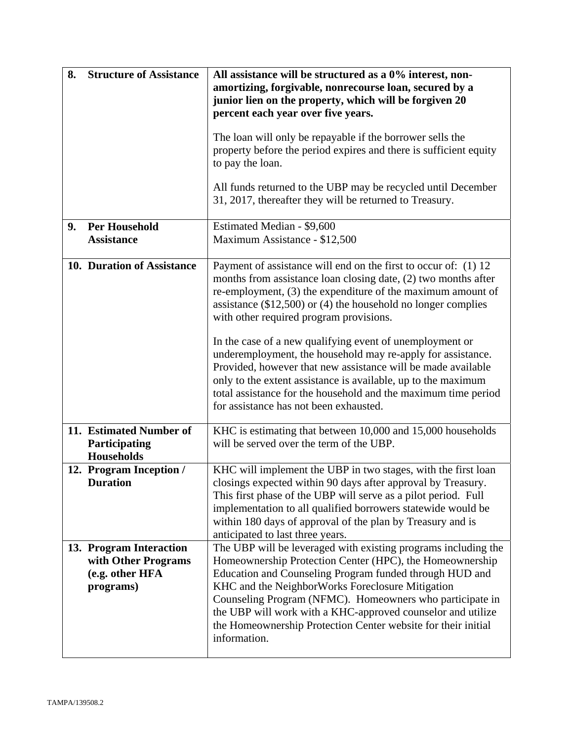| | |
|---|---|
| **8. Structure of Assistance** | **All assistance will be structured as a 0% interest, non-amortizing, forgivable, nonrecourse loan, secured by a junior lien on the property, which will be forgiven 20 percent each year over five years.**<br><br>The loan will only be repayable if the borrower sells the property before the period expires and there is sufficient equity to pay the loan.<br><br>All funds returned to the UBP may be recycled until December 31, 2017, thereafter they will be returned to Treasury. |
| **9. Per Household Assistance** | Estimated Median - $9,600<br>Maximum Assistance - $12,500 |
| **10. Duration of Assistance** | Payment of assistance will end on the first to occur of: (1) 12 months from assistance loan closing date, (2) two months after re-employment, (3) the expenditure of the maximum amount of assistance ($12,500) or (4) the household no longer complies with other required program provisions.<br><br>In the case of a new qualifying event of unemployment or underemployment, the household may re-apply for assistance. Provided, however that new assistance will be made available only to the extent assistance is available, up to the maximum total assistance for the household and the maximum time period for assistance has not been exhausted. |
| **11. Estimated Number of Participating Households** | KHC is estimating that between 10,000 and 15,000 households will be served over the term of the UBP. |
| **12. Program Inception / Duration** | KHC will implement the UBP in two stages, with the first loan closings expected within 90 days after approval by Treasury. This first phase of the UBP will serve as a pilot period. Full implementation to all qualified borrowers statewide would be within 180 days of approval of the plan by Treasury and is anticipated to last three years. |
| **13. Program Interaction with Other Programs (e.g. other HFA programs)** | The UBP will be leveraged with existing programs including the Homeownership Protection Center (HPC), the Homeownership Education and Counseling Program funded through HUD and KHC and the NeighborWorks Foreclosure Mitigation Counseling Program (NFMC). Homeowners who participate in the UBP will work with a KHC-approved counselor and utilize the Homeownership Protection Center website for their initial information. |

TAMPA/139508.2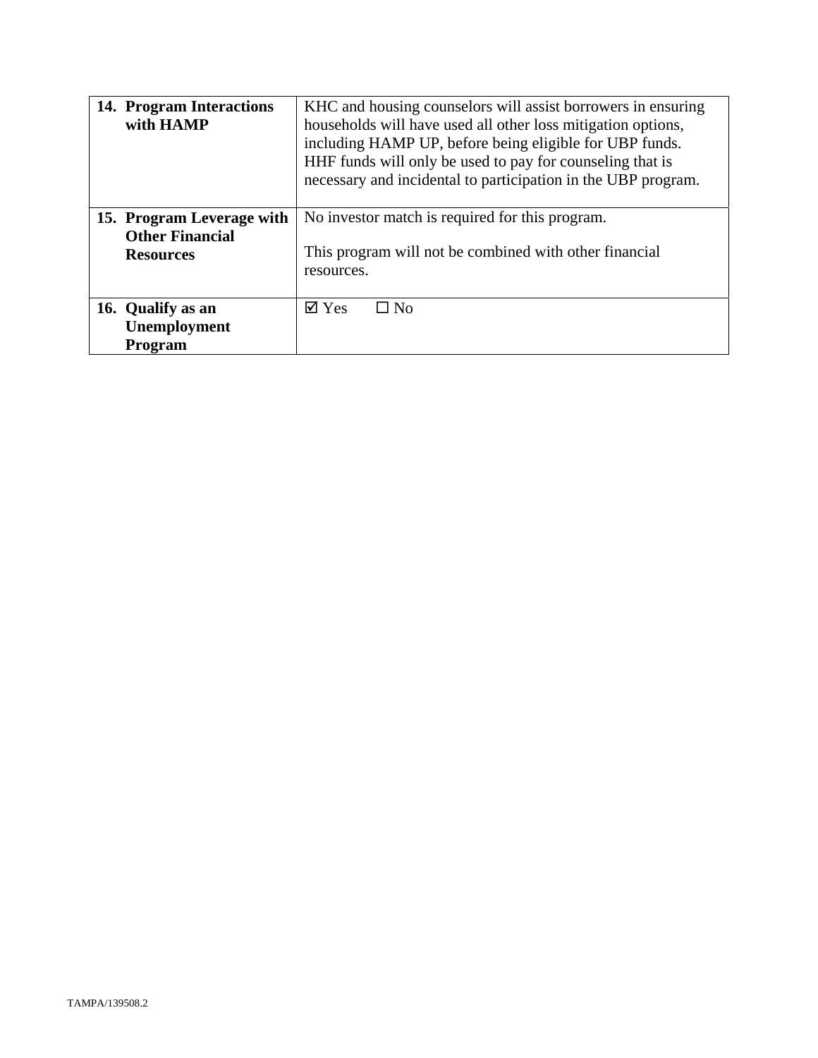| | |
|---|---|
| **14. Program Interactions with HAMP** | KHC and housing counselors will assist borrowers in ensuring households will have used all other loss mitigation options, including HAMP UP, before being eligible for UBP funds. HHF funds will only be used to pay for counseling that is necessary and incidental to participation in the UBP program. |
| **15. Program Leverage with Other Financial Resources** | No investor match is required for this program.<br><br>This program will not be combined with other financial resources. |
| **16. Qualify as an Unemployment Program** | ☑ Yes ☐ No |

TAMPA/139508.2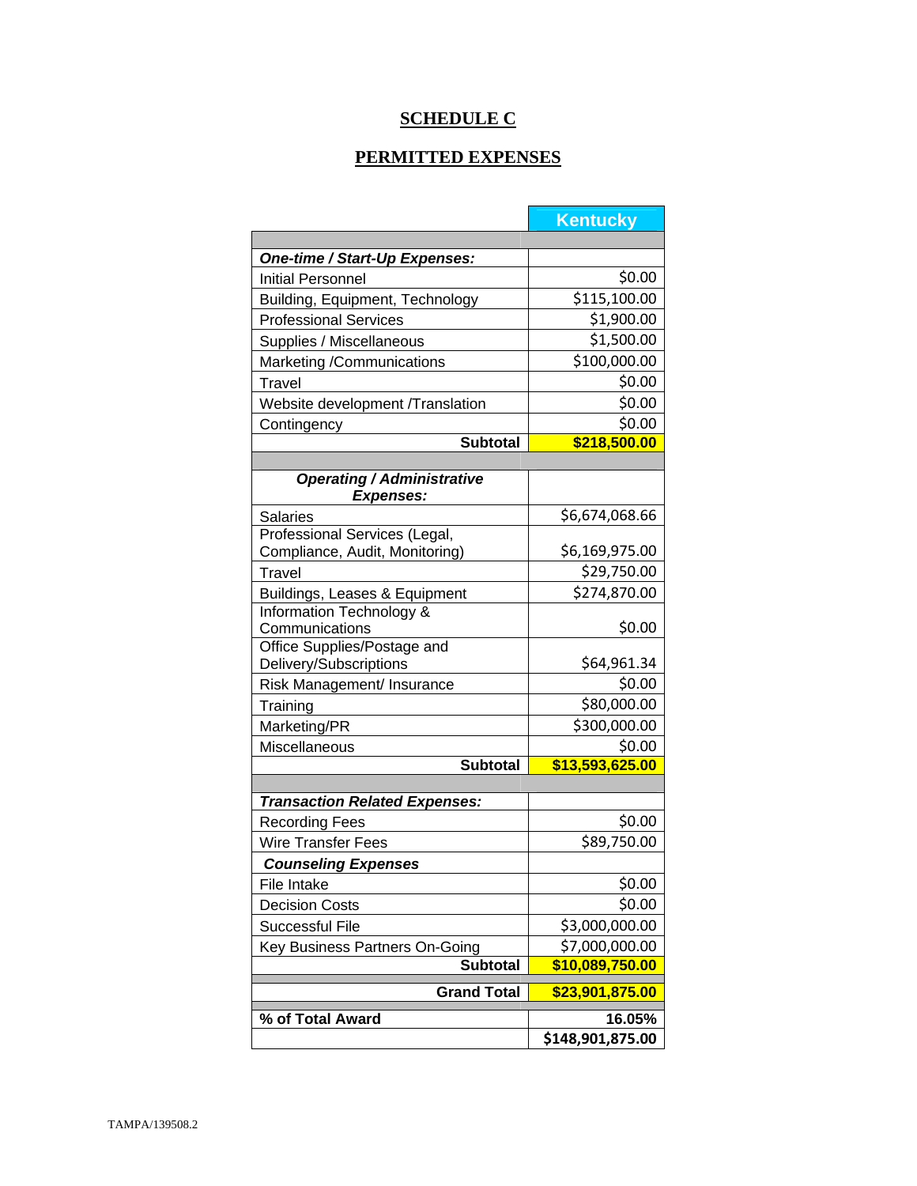# SCHEDULE C

## PERMITTED EXPENSES

| | Kentucky |
|---|---|
| ***One-time / Start-Up Expenses:*** | |
| Initial Personnel | $0.00 |
| Building, Equipment, Technology | $115,100.00 |
| Professional Services | $1,900.00 |
| Supplies / Miscellaneous | $1,500.00 |
| Marketing /Communications | $100,000.00 |
| Travel | $0.00 |
| Website development /Translation | $0.00 |
| Contingency | $0.00 |
| **Subtotal** | **$218,500.00** |
| ***Operating / Administrative Expenses:*** | |
| Salaries | $6,674,068.66 |
| Professional Services (Legal, Compliance, Audit, Monitoring) | $6,169,975.00 |
| Travel | $29,750.00 |
| Buildings, Leases & Equipment | $274,870.00 |
| Information Technology & Communications | $0.00 |
| Office Supplies/Postage and Delivery/Subscriptions | $64,961.34 |
| Risk Management/ Insurance | $0.00 |
| Training | $80,000.00 |
| Marketing/PR | $300,000.00 |
| Miscellaneous | $0.00 |
| **Subtotal** | **$13,593,625.00** |
| ***Transaction Related Expenses:*** | |
| Recording Fees | $0.00 |
| Wire Transfer Fees | $89,750.00 |
| ***Counseling Expenses*** | |
| File Intake | $0.00 |
| Decision Costs | $0.00 |
| Successful File | $3,000,000.00 |
| Key Business Partners On-Going | $7,000,000.00 |
| **Subtotal** | **$10,089,750.00** |
| **Grand Total** | **$23,901,875.00** |
| **% of Total Award** | **16.05%** |
| | **$148,901,875.00** |

TAMPA/139508.2